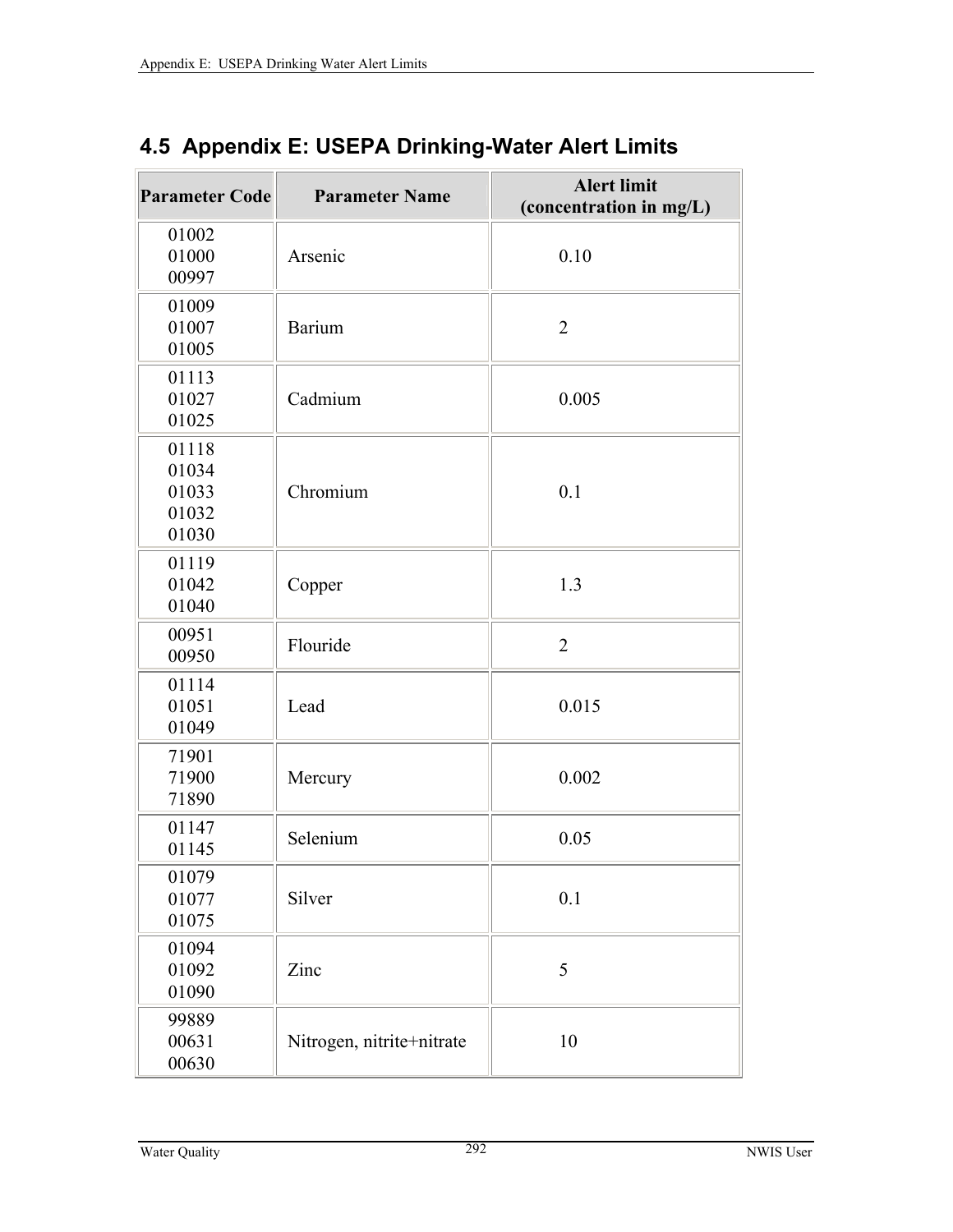## 4.5 Appendix E: USEPA Drinking-Water Alert Limits

| Parameter Code | Parameter Name | Alert limit (concentration in mg/L) |
|---|---|---|
| 01002<br>01000<br>00997 | Arsenic | 0.10 |
| 01009<br>01007<br>01005 | Barium | 2 |
| 01113<br>01027<br>01025 | Cadmium | 0.005 |
| 01118<br>01034<br>01033<br>01032<br>01030 | Chromium | 0.1 |
| 01119<br>01042<br>01040 | Copper | 1.3 |
| 00951<br>00950 | Flouride | 2 |
| 01114<br>01051<br>01049 | Lead | 0.015 |
| 71901<br>71900<br>71890 | Mercury | 0.002 |
| 01147<br>01145 | Selenium | 0.05 |
| 01079<br>01077<br>01075 | Silver | 0.1 |
| 01094<br>01092<br>01090 | Zinc | 5 |
| 99889<br>00631<br>00630 | Nitrogen, nitrite+nitrate | 10 |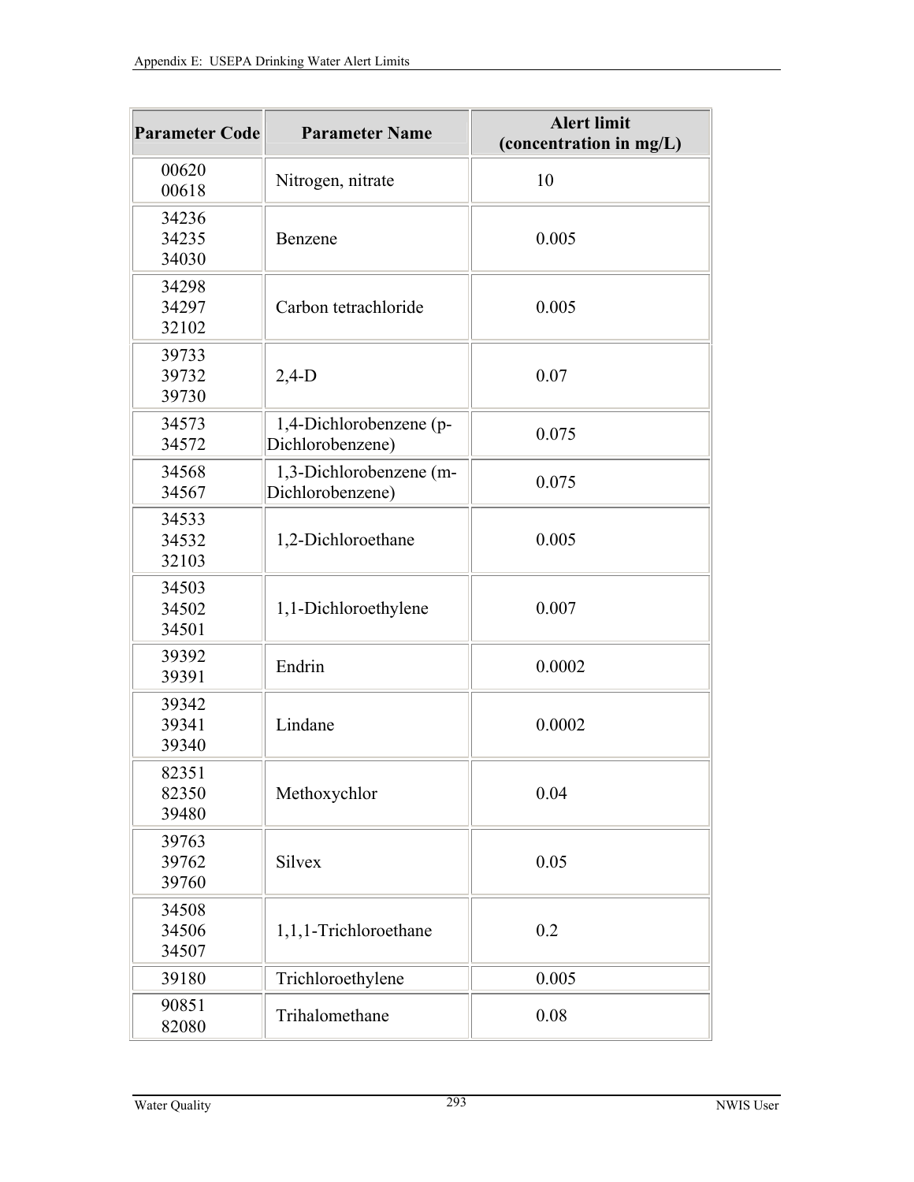| Parameter Code | Parameter Name | Alert limit (concentration in mg/L) |
|---|---|---|
| 00620<br>00618 | Nitrogen, nitrate | 10 |
| 34236<br>34235<br>34030 | Benzene | 0.005 |
| 34298<br>34297<br>32102 | Carbon tetrachloride | 0.005 |
| 39733<br>39732<br>39730 | 2,4-D | 0.07 |
| 34573<br>34572 | 1,4-Dichlorobenzene (p-Dichlorobenzene) | 0.075 |
| 34568<br>34567 | 1,3-Dichlorobenzene (m-Dichlorobenzene) | 0.075 |
| 34533<br>34532<br>32103 | 1,2-Dichloroethane | 0.005 |
| 34503<br>34502<br>34501 | 1,1-Dichloroethylene | 0.007 |
| 39392<br>39391 | Endrin | 0.0002 |
| 39342<br>39341<br>39340 | Lindane | 0.0002 |
| 82351<br>82350<br>39480 | Methoxychlor | 0.04 |
| 39763<br>39762<br>39760 | Silvex | 0.05 |
| 34508<br>34506<br>34507 | 1,1,1-Trichloroethane | 0.2 |
| 39180 | Trichloroethylene | 0.005 |
| 90851<br>82080 | Trihalomethane | 0.08 |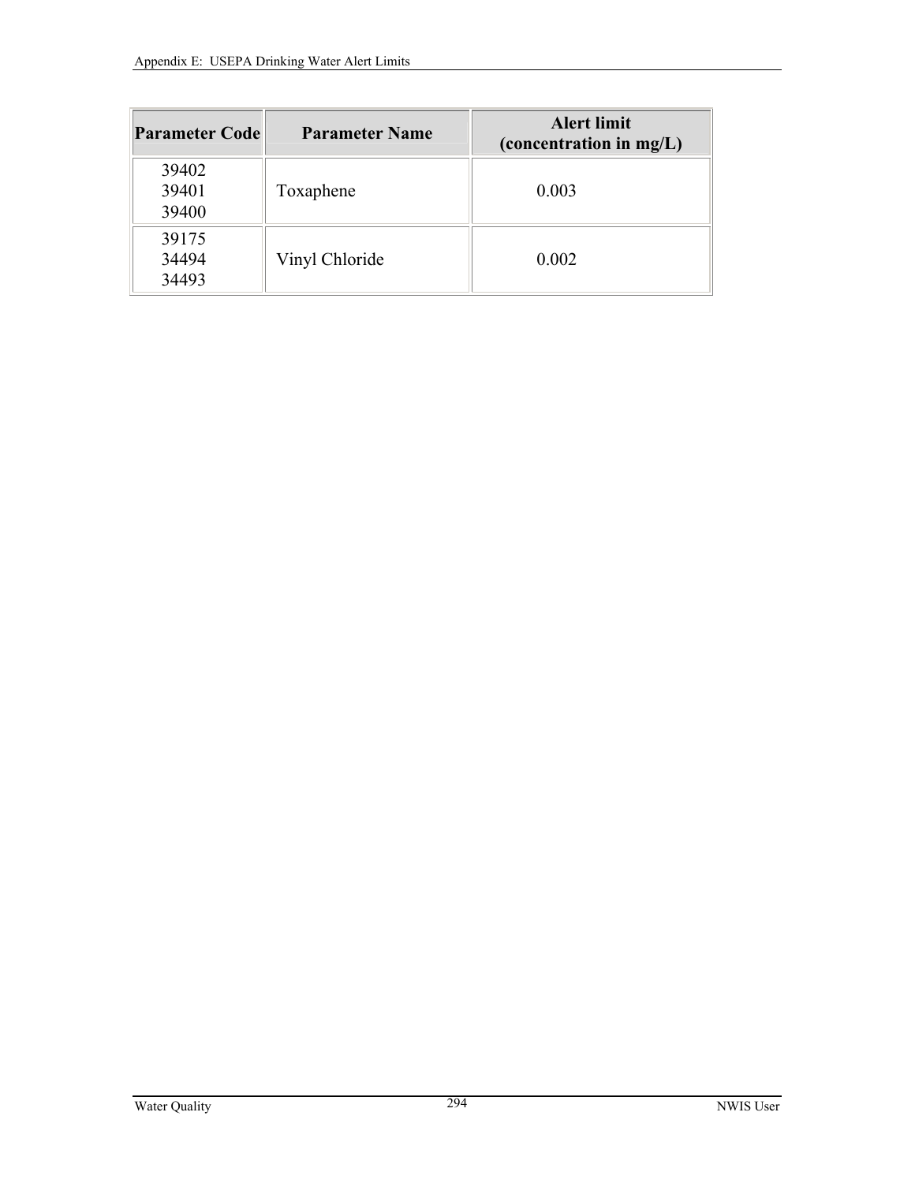| Parameter Code | Parameter Name | Alert limit (concentration in mg/L) |
|---|---|---|
| 39402<br>39401<br>39400 | Toxaphene | 0.003 |
| 39175<br>34494<br>34493 | Vinyl Chloride | 0.002 |